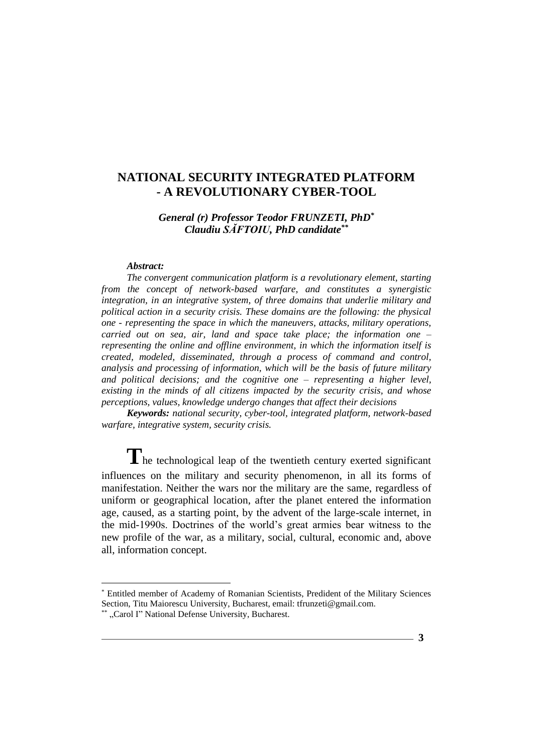# NATIONAL SECURITY INTEGRATED PLATFORM - A REVOLUTIONARY CYBER-TOOL

***General (r) Professor Teodor FRUNZETI, PhD*** [*]
***Claudiu SĂFTOIU, PhD candidate*** [**]

***Abstract:***

*The convergent communication platform is a revolutionary element, starting from the concept of network-based warfare, and constitutes a synergistic integration, in an integrative system, of three domains that underlie military and political action in a security crisis. These domains are the following: the physical one - representing the space in which the maneuvers, attacks, military operations, carried out on sea, air, land and space take place; the information one – representing the online and offline environment, in which the information itself is created, modeled, disseminated, through a process of command and control, analysis and processing of information, which will be the basis of future military and political decisions; and the cognitive one – representing a higher level, existing in the minds of all citizens impacted by the security crisis, and whose perceptions, values, knowledge undergo changes that affect their decisions*

***Keywords:*** *national security, cyber-tool, integrated platform, network-based warfare, integrative system, security crisis.*

The technological leap of the twentieth century exerted significant influences on the military and security phenomenon, in all its forms of manifestation. Neither the wars nor the military are the same, regardless of uniform or geographical location, after the planet entered the information age, caused, as a starting point, by the advent of the large-scale internet, in the mid-1990s. Doctrines of the world's great armies bear witness to the new profile of the war, as a military, social, cultural, economic and, above all, information concept.

---

[*] Entitled member of Academy of Romanian Scientists, Predident of the Military Sciences Section, Titu Maiorescu University, Bucharest, email: tfrunzeti@gmail.com.

[**] „Carol I" National Defense University, Bucharest.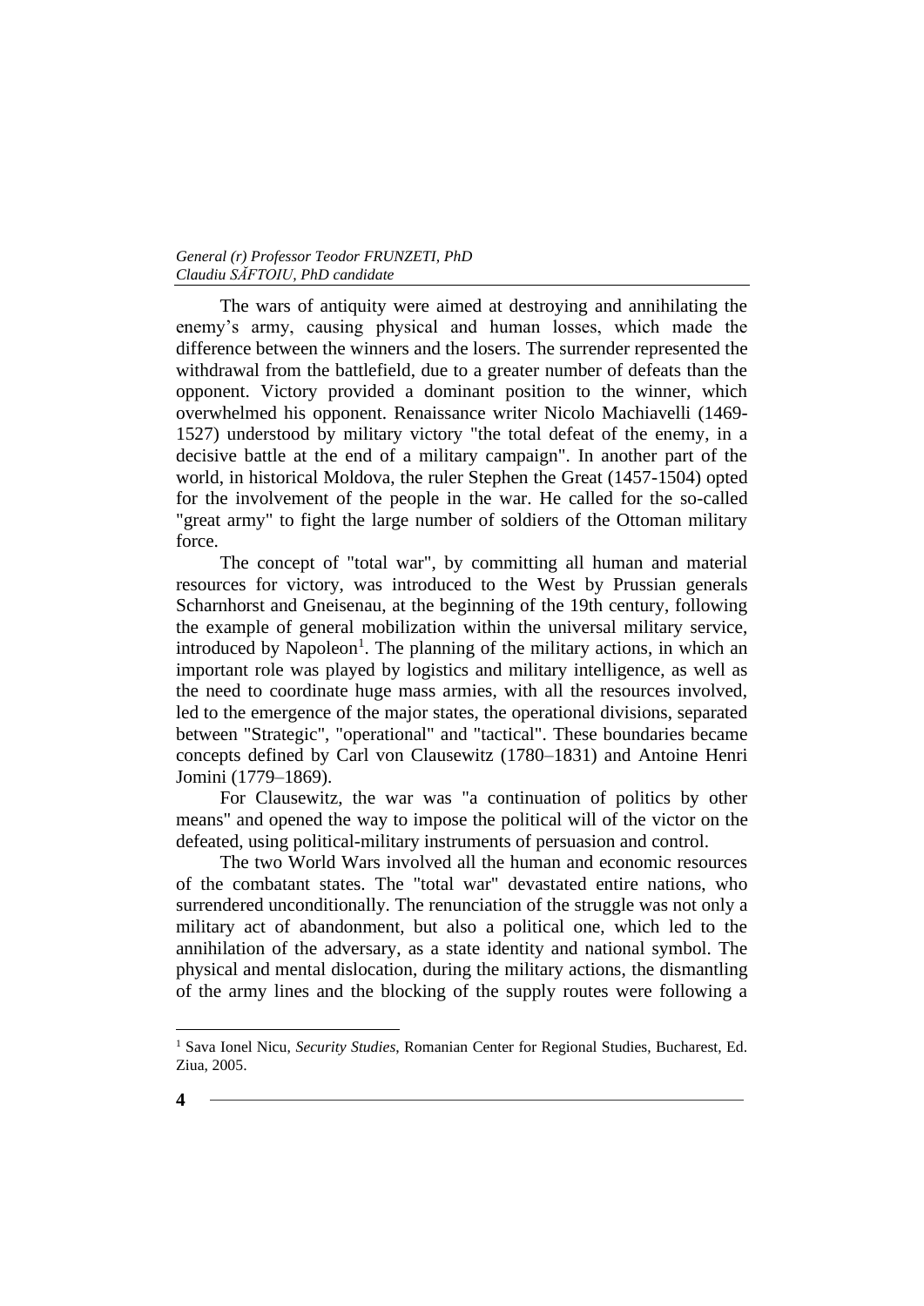The wars of antiquity were aimed at destroying and annihilating the enemy's army, causing physical and human losses, which made the difference between the winners and the losers. The surrender represented the withdrawal from the battlefield, due to a greater number of defeats than the opponent. Victory provided a dominant position to the winner, which overwhelmed his opponent. Renaissance writer Nicolo Machiavelli (1469-1527) understood by military victory "the total defeat of the enemy, in a decisive battle at the end of a military campaign". In another part of the world, in historical Moldova, the ruler Stephen the Great (1457-1504) opted for the involvement of the people in the war. He called for the so-called "great army" to fight the large number of soldiers of the Ottoman military force.

The concept of "total war", by committing all human and material resources for victory, was introduced to the West by Prussian generals Scharnhorst and Gneisenau, at the beginning of the 19th century, following the example of general mobilization within the universal military service, introduced by Napoleon[1]. The planning of the military actions, in which an important role was played by logistics and military intelligence, as well as the need to coordinate huge mass armies, with all the resources involved, led to the emergence of the major states, the operational divisions, separated between "Strategic", "operational" and "tactical". These boundaries became concepts defined by Carl von Clausewitz (1780–1831) and Antoine Henri Jomini (1779–1869).

For Clausewitz, the war was "a continuation of politics by other means" and opened the way to impose the political will of the victor on the defeated, using political-military instruments of persuasion and control.

The two World Wars involved all the human and economic resources of the combatant states. The "total war" devastated entire nations, who surrendered unconditionally. The renunciation of the struggle was not only a military act of abandonment, but also a political one, which led to the annihilation of the adversary, as a state identity and national symbol. The physical and mental dislocation, during the military actions, the dismantling of the army lines and the blocking of the supply routes were following a

---

[1] Sava Ionel Nicu, *Security Studies*, Romanian Center for Regional Studies, Bucharest, Ed. Ziua, 2005.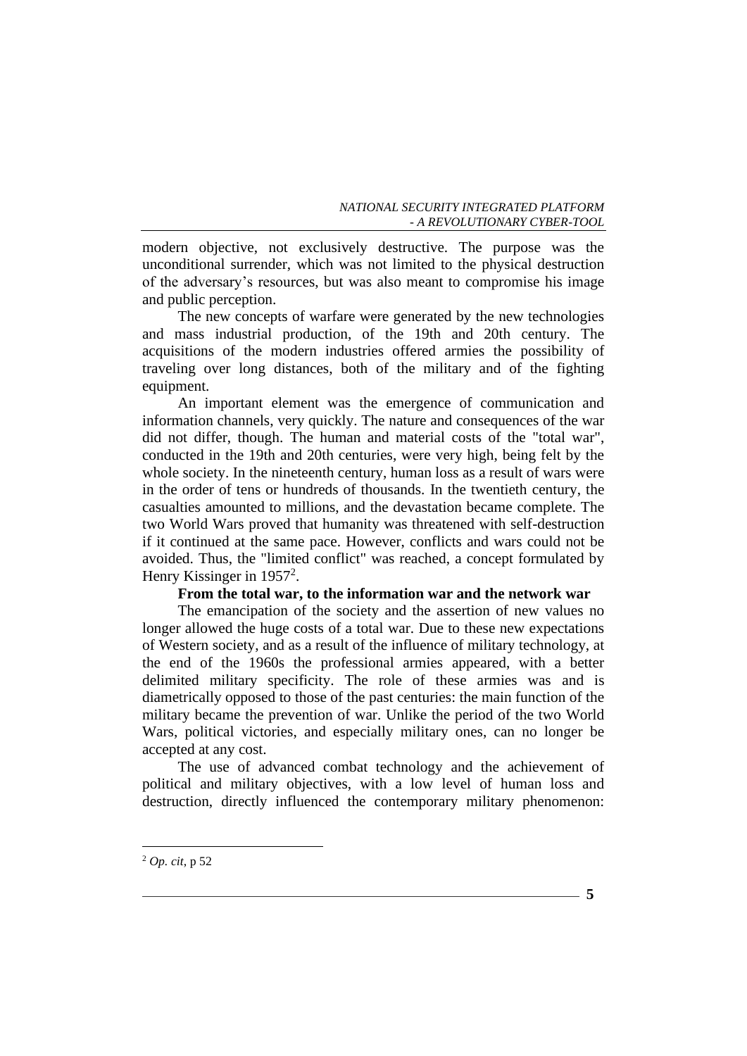modern objective, not exclusively destructive. The purpose was the unconditional surrender, which was not limited to the physical destruction of the adversary's resources, but was also meant to compromise his image and public perception.

The new concepts of warfare were generated by the new technologies and mass industrial production, of the 19th and 20th century. The acquisitions of the modern industries offered armies the possibility of traveling over long distances, both of the military and of the fighting equipment.

An important element was the emergence of communication and information channels, very quickly. The nature and consequences of the war did not differ, though. The human and material costs of the "total war", conducted in the 19th and 20th centuries, were very high, being felt by the whole society. In the nineteenth century, human loss as a result of wars were in the order of tens or hundreds of thousands. In the twentieth century, the casualties amounted to millions, and the devastation became complete. The two World Wars proved that humanity was threatened with self-destruction if it continued at the same pace. However, conflicts and wars could not be avoided. Thus, the "limited conflict" was reached, a concept formulated by Henry Kissinger in 1957[2].

**From the total war, to the information war and the network war**

The emancipation of the society and the assertion of new values no longer allowed the huge costs of a total war. Due to these new expectations of Western society, and as a result of the influence of military technology, at the end of the 1960s the professional armies appeared, with a better delimited military specificity. The role of these armies was and is diametrically opposed to those of the past centuries: the main function of the military became the prevention of war. Unlike the period of the two World Wars, political victories, and especially military ones, can no longer be accepted at any cost.

The use of advanced combat technology and the achievement of political and military objectives, with a low level of human loss and destruction, directly influenced the contemporary military phenomenon:

[2] *Op. cit*, p 52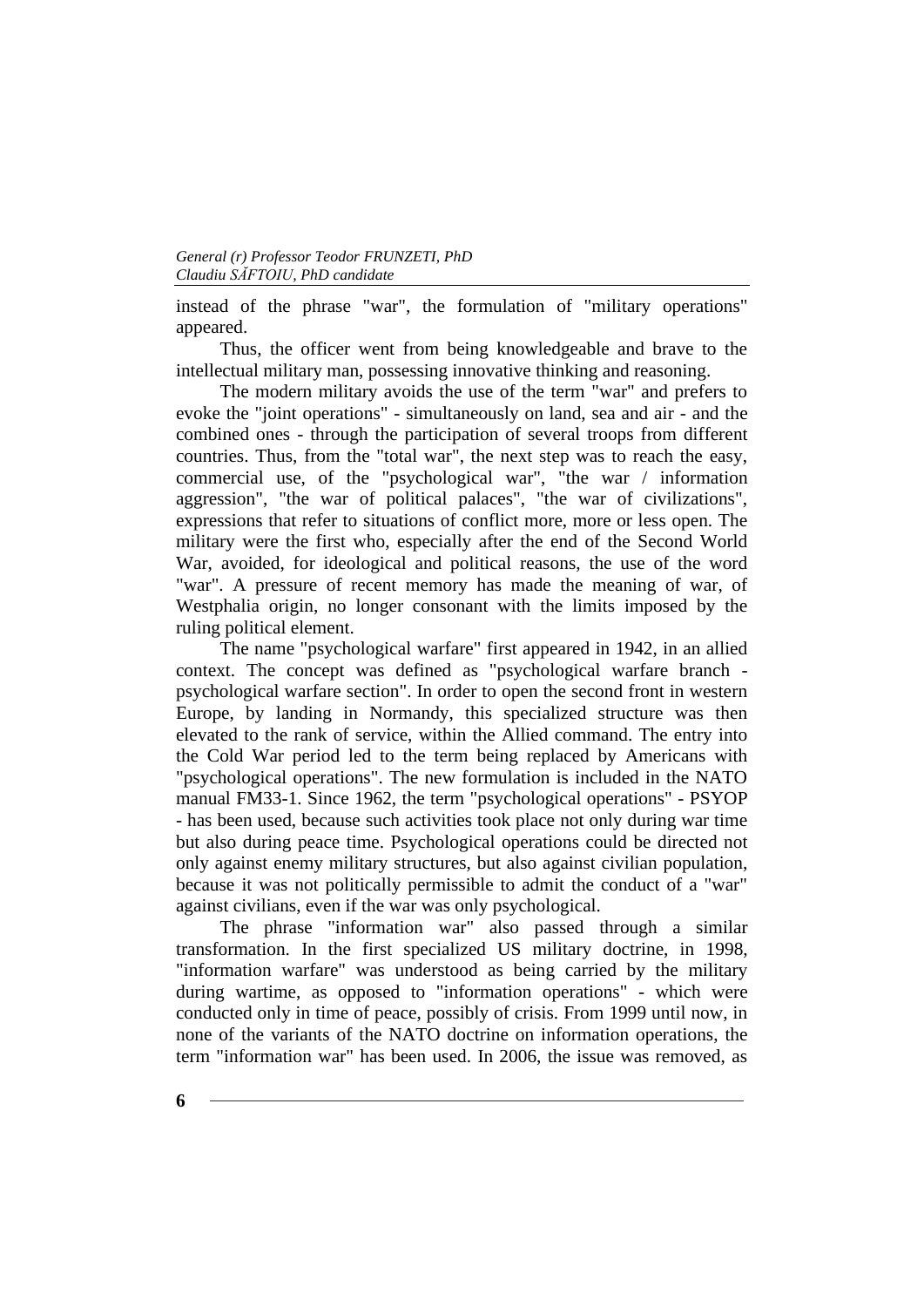instead of the phrase "war", the formulation of "military operations" appeared.

Thus, the officer went from being knowledgeable and brave to the intellectual military man, possessing innovative thinking and reasoning.

The modern military avoids the use of the term "war" and prefers to evoke the "joint operations" - simultaneously on land, sea and air - and the combined ones - through the participation of several troops from different countries. Thus, from the "total war", the next step was to reach the easy, commercial use, of the "psychological war", "the war / information aggression", "the war of political palaces", "the war of civilizations", expressions that refer to situations of conflict more, more or less open. The military were the first who, especially after the end of the Second World War, avoided, for ideological and political reasons, the use of the word "war". A pressure of recent memory has made the meaning of war, of Westphalia origin, no longer consonant with the limits imposed by the ruling political element.

The name "psychological warfare" first appeared in 1942, in an allied context. The concept was defined as "psychological warfare branch - psychological warfare section". In order to open the second front in western Europe, by landing in Normandy, this specialized structure was then elevated to the rank of service, within the Allied command. The entry into the Cold War period led to the term being replaced by Americans with "psychological operations". The new formulation is included in the NATO manual FM33-1. Since 1962, the term "psychological operations" - PSYOP - has been used, because such activities took place not only during war time but also during peace time. Psychological operations could be directed not only against enemy military structures, but also against civilian population, because it was not politically permissible to admit the conduct of a "war" against civilians, even if the war was only psychological.

The phrase "information war" also passed through a similar transformation. In the first specialized US military doctrine, in 1998, "information warfare" was understood as being carried by the military during wartime, as opposed to "information operations" - which were conducted only in time of peace, possibly of crisis. From 1999 until now, in none of the variants of the NATO doctrine on information operations, the term "information war" has been used. In 2006, the issue was removed, as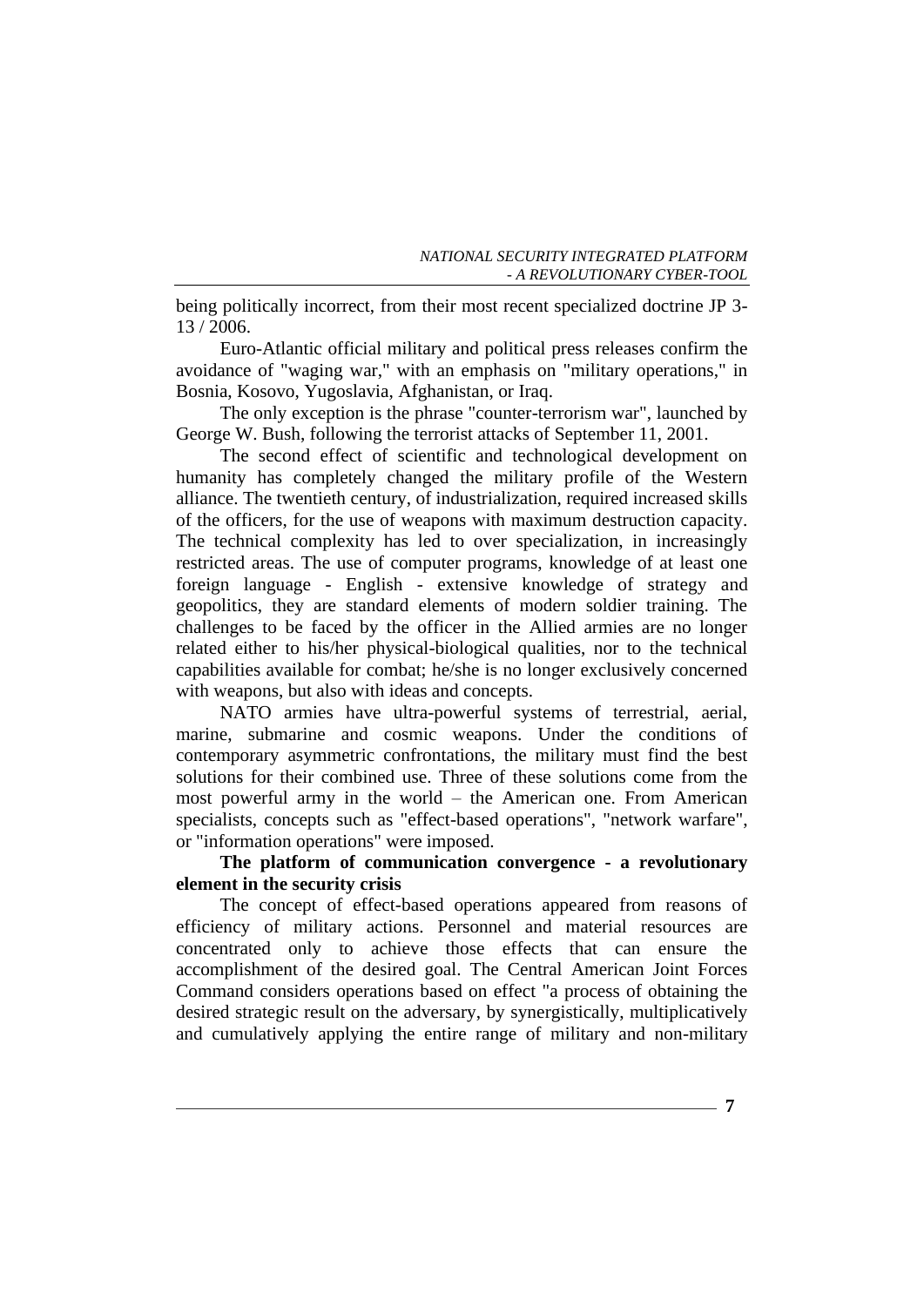being politically incorrect, from their most recent specialized doctrine JP 3-13 / 2006.

Euro-Atlantic official military and political press releases confirm the avoidance of "waging war," with an emphasis on "military operations," in Bosnia, Kosovo, Yugoslavia, Afghanistan, or Iraq.

The only exception is the phrase "counter-terrorism war", launched by George W. Bush, following the terrorist attacks of September 11, 2001.

The second effect of scientific and technological development on humanity has completely changed the military profile of the Western alliance. The twentieth century, of industrialization, required increased skills of the officers, for the use of weapons with maximum destruction capacity. The technical complexity has led to over specialization, in increasingly restricted areas. The use of computer programs, knowledge of at least one foreign language - English - extensive knowledge of strategy and geopolitics, they are standard elements of modern soldier training. The challenges to be faced by the officer in the Allied armies are no longer related either to his/her physical-biological qualities, nor to the technical capabilities available for combat; he/she is no longer exclusively concerned with weapons, but also with ideas and concepts.

NATO armies have ultra-powerful systems of terrestrial, aerial, marine, submarine and cosmic weapons. Under the conditions of contemporary asymmetric confrontations, the military must find the best solutions for their combined use. Three of these solutions come from the most powerful army in the world – the American one. From American specialists, concepts such as "effect-based operations", "network warfare", or "information operations" were imposed.

**The platform of communication convergence - a revolutionary element in the security crisis**

The concept of effect-based operations appeared from reasons of efficiency of military actions. Personnel and material resources are concentrated only to achieve those effects that can ensure the accomplishment of the desired goal. The Central American Joint Forces Command considers operations based on effect "a process of obtaining the desired strategic result on the adversary, by synergistically, multiplicatively and cumulatively applying the entire range of military and non-military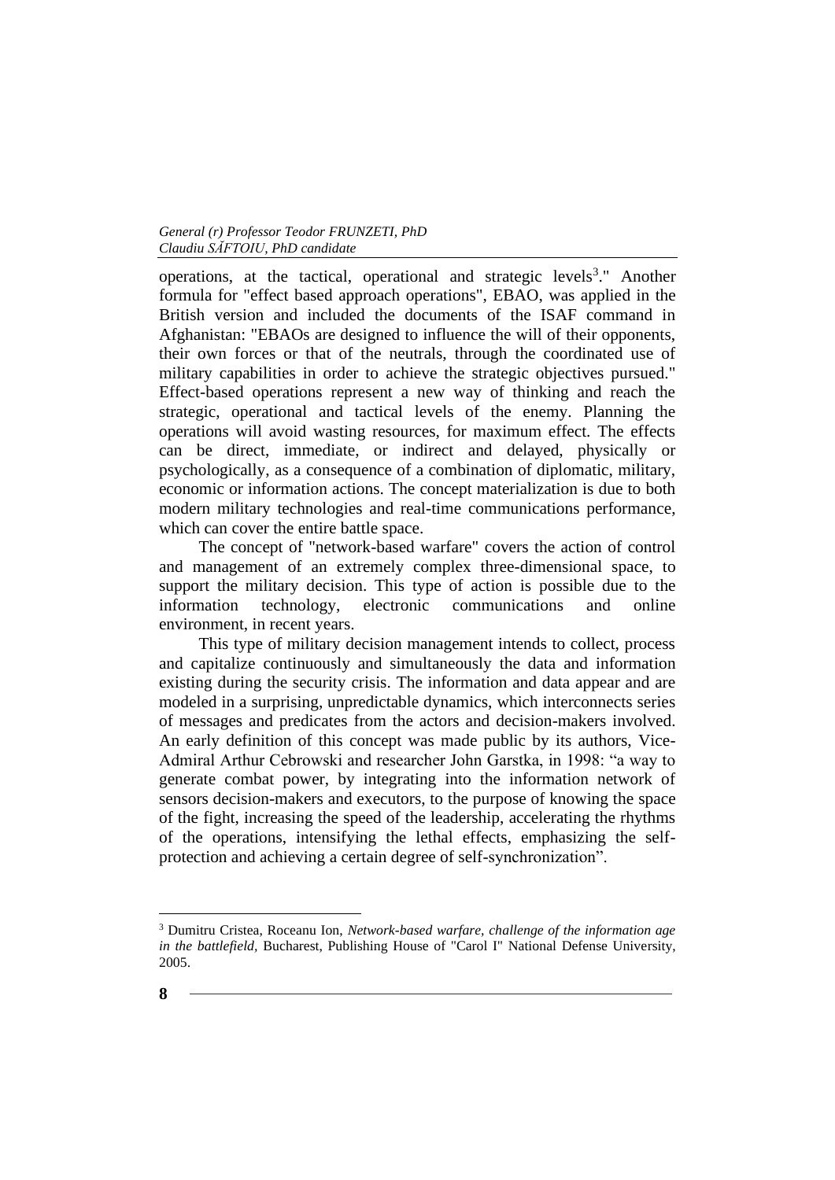operations, at the tactical, operational and strategic levels[3]." Another formula for "effect based approach operations", EBAO, was applied in the British version and included the documents of the ISAF command in Afghanistan: "EBAOs are designed to influence the will of their opponents, their own forces or that of the neutrals, through the coordinated use of military capabilities in order to achieve the strategic objectives pursued." Effect-based operations represent a new way of thinking and reach the strategic, operational and tactical levels of the enemy. Planning the operations will avoid wasting resources, for maximum effect. The effects can be direct, immediate, or indirect and delayed, physically or psychologically, as a consequence of a combination of diplomatic, military, economic or information actions. The concept materialization is due to both modern military technologies and real-time communications performance, which can cover the entire battle space.

The concept of "network-based warfare" covers the action of control and management of an extremely complex three-dimensional space, to support the military decision. This type of action is possible due to the information technology, electronic communications and online environment, in recent years.

This type of military decision management intends to collect, process and capitalize continuously and simultaneously the data and information existing during the security crisis. The information and data appear and are modeled in a surprising, unpredictable dynamics, which interconnects series of messages and predicates from the actors and decision-makers involved. An early definition of this concept was made public by its authors, Vice-Admiral Arthur Cebrowski and researcher John Garstka, in 1998: "a way to generate combat power, by integrating into the information network of sensors decision-makers and executors, to the purpose of knowing the space of the fight, increasing the speed of the leadership, accelerating the rhythms of the operations, intensifying the lethal effects, emphasizing the self-protection and achieving a certain degree of self-synchronization".

---

[3] Dumitru Cristea, Roceanu Ion, *Network-based warfare, challenge of the information age in the battlefield*, Bucharest, Publishing House of "Carol I" National Defense University, 2005.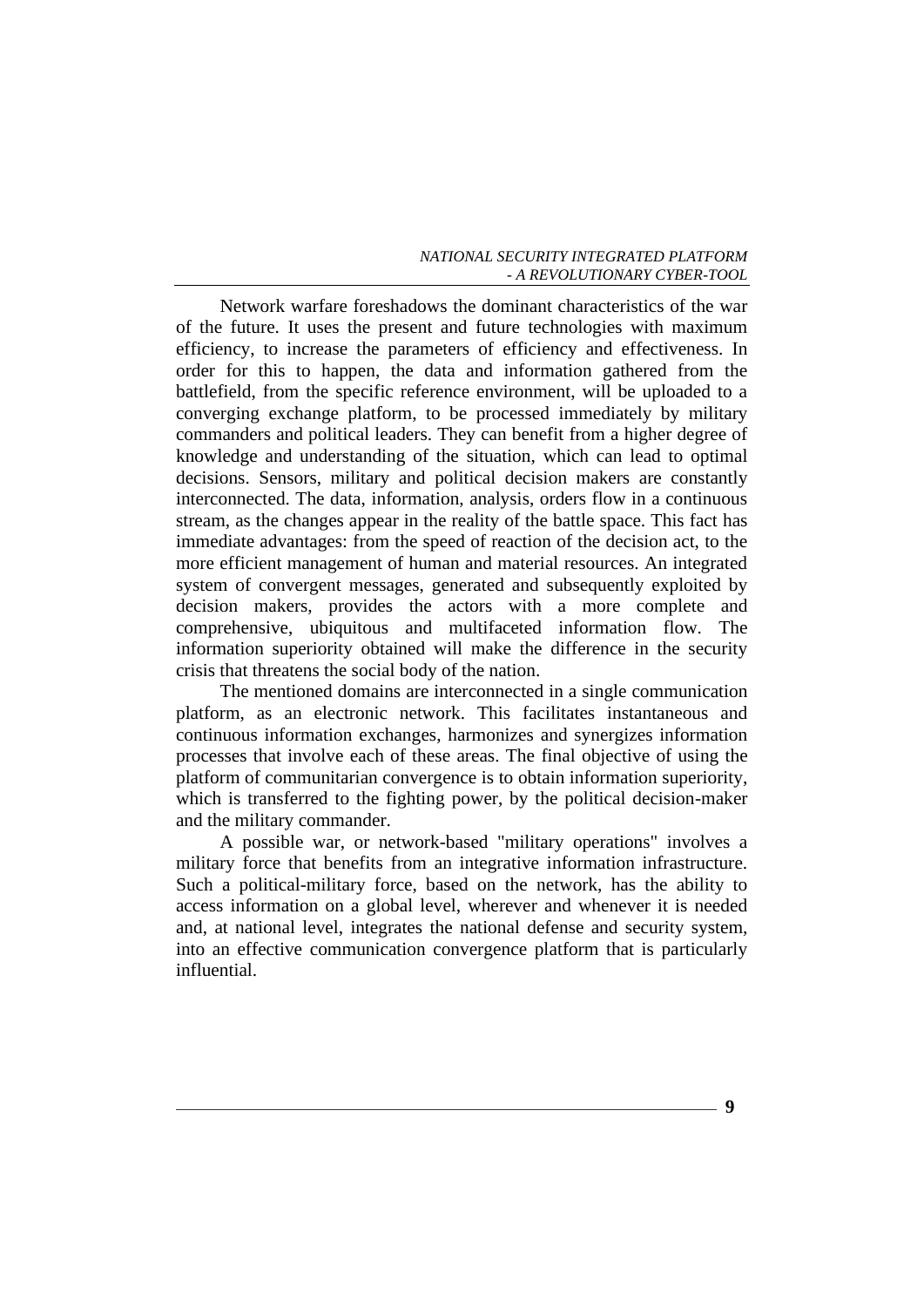Network warfare foreshadows the dominant characteristics of the war of the future. It uses the present and future technologies with maximum efficiency, to increase the parameters of efficiency and effectiveness. In order for this to happen, the data and information gathered from the battlefield, from the specific reference environment, will be uploaded to a converging exchange platform, to be processed immediately by military commanders and political leaders. They can benefit from a higher degree of knowledge and understanding of the situation, which can lead to optimal decisions. Sensors, military and political decision makers are constantly interconnected. The data, information, analysis, orders flow in a continuous stream, as the changes appear in the reality of the battle space. This fact has immediate advantages: from the speed of reaction of the decision act, to the more efficient management of human and material resources. An integrated system of convergent messages, generated and subsequently exploited by decision makers, provides the actors with a more complete and comprehensive, ubiquitous and multifaceted information flow. The information superiority obtained will make the difference in the security crisis that threatens the social body of the nation.

The mentioned domains are interconnected in a single communication platform, as an electronic network. This facilitates instantaneous and continuous information exchanges, harmonizes and synergizes information processes that involve each of these areas. The final objective of using the platform of communitarian convergence is to obtain information superiority, which is transferred to the fighting power, by the political decision-maker and the military commander.

A possible war, or network-based "military operations" involves a military force that benefits from an integrative information infrastructure. Such a political-military force, based on the network, has the ability to access information on a global level, wherever and whenever it is needed and, at national level, integrates the national defense and security system, into an effective communication convergence platform that is particularly influential.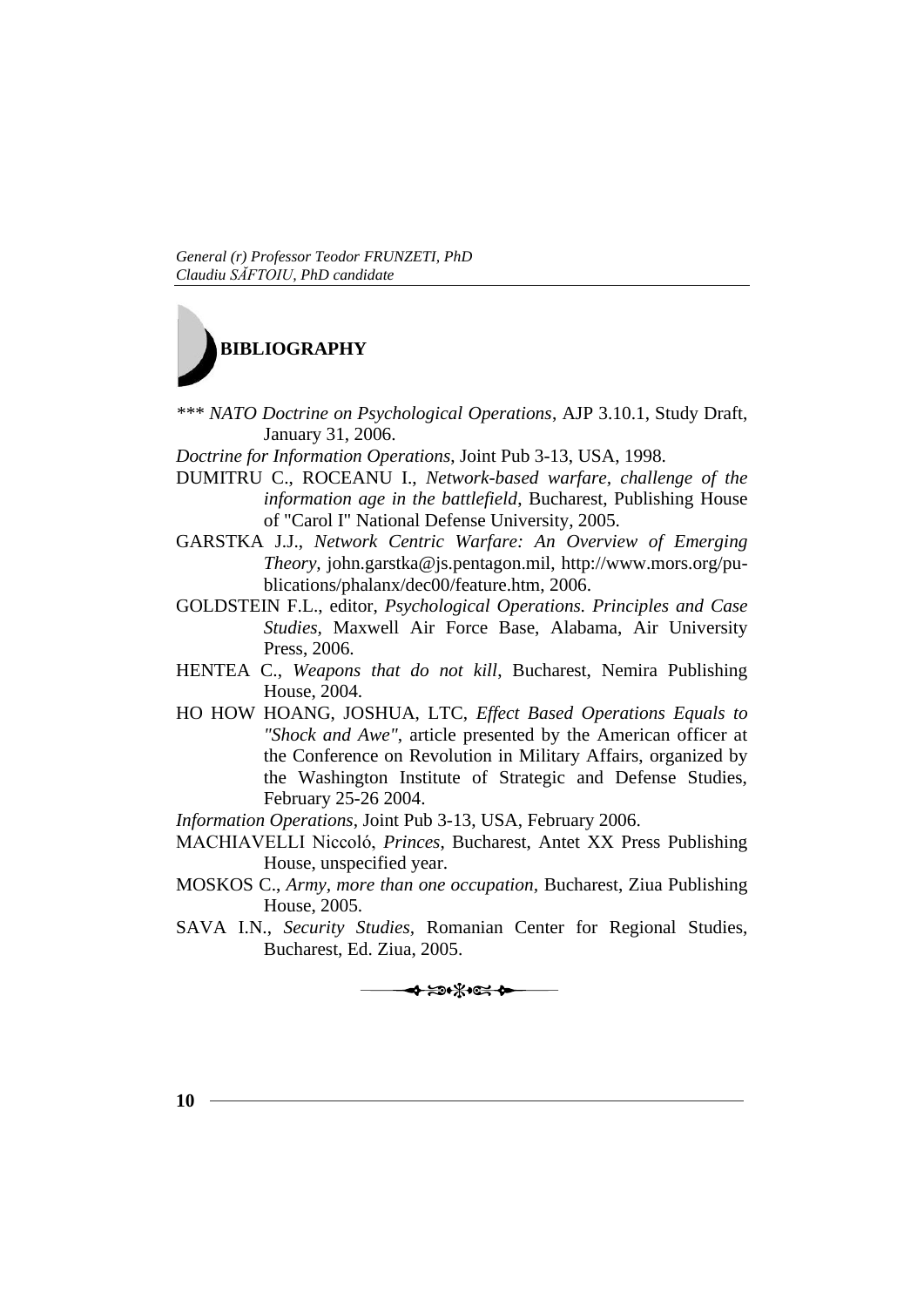## BIBLIOGRAPHY

*** *NATO Doctrine on Psychological Operations*, AJP 3.10.1, Study Draft, January 31, 2006.

*Doctrine for Information Operations*, Joint Pub 3-13, USA, 1998.

DUMITRU C., ROCEANU I., *Network-based warfare, challenge of the information age in the battlefield*, Bucharest, Publishing House of "Carol I" National Defense University, 2005.

GARSTKA J.J., *Network Centric Warfare: An Overview of Emerging Theory*, john.garstka@js.pentagon.mil, http://www.mors.org/publications/phalanx/dec00/feature.htm, 2006.

GOLDSTEIN F.L., editor, *Psychological Operations. Principles and Case Studies*, Maxwell Air Force Base, Alabama, Air University Press, 2006.

HENTEA C., *Weapons that do not kill*, Bucharest, Nemira Publishing House, 2004.

HO HOW HOANG, JOSHUA, LTC, *Effect Based Operations Equals to "Shock and Awe"*, article presented by the American officer at the Conference on Revolution in Military Affairs, organized by the Washington Institute of Strategic and Defense Studies, February 25-26 2004.

*Information Operations*, Joint Pub 3-13, USA, February 2006.

MACHIAVELLI Niccoló, *Princes*, Bucharest, Antet XX Press Publishing House, unspecified year.

MOSKOS C., *Army, more than one occupation*, Bucharest, Ziua Publishing House, 2005.

SAVA I.N., *Security Studies*, Romanian Center for Regional Studies, Bucharest, Ed. Ziua, 2005.